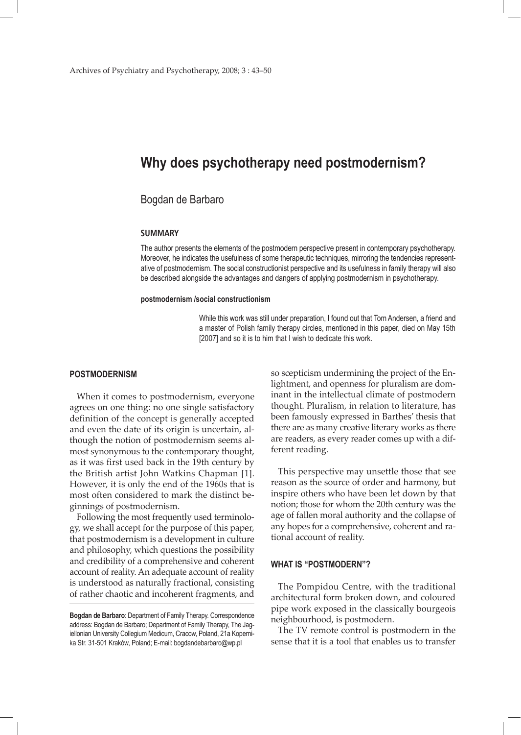# Why does psychotherapy need postmodernism?

Bogdan de Barbaro

## SUMMARY

The author presents the elements of the postmodern perspective present in contemporary psychotherapy. Moreover, he indicates the usefulness of some therapeutic techniques, mirroring the tendencies representative of postmodernism. The social constructionist perspective and its usefulness in family therapy will also be described alongside the advantages and dangers of applying postmodernism in psychotherapy.

**postmodernism /social constructionism**

While this work was still under preparation, I found out that Tom Andersen, a friend and a master of Polish family therapy circles, mentioned in this paper, died on May 15th [2007] and so it is to him that I wish to dedicate this work.

## POSTMODERNISM

When it comes to postmodernism, everyone agrees on one thing: no one single satisfactory definition of the concept is generally accepted and even the date of its origin is uncertain, although the notion of postmodernism seems almost synonymous to the contemporary thought, as it was first used back in the 19th century by the British artist John Watkins Chapman [1]. However, it is only the end of the 1960s that is most often considered to mark the distinct beginnings of postmodernism.

Following the most frequently used terminology, we shall accept for the purpose of this paper, that postmodernism is a development in culture and philosophy, which questions the possibility and credibility of a comprehensive and coherent account of reality. An adequate account of reality is understood as naturally fractional, consisting of rather chaotic and incoherent fragments, and so scepticism undermining the project of the Enlightment, and openness for pluralism are dominant in the intellectual climate of postmodern thought. Pluralism, in relation to literature, has been famously expressed in Barthes' thesis that there are as many creative literary works as there are readers, as every reader comes up with a different reading.

This perspective may unsettle those that see reason as the source of order and harmony, but inspire others who have been let down by that notion; those for whom the 20th century was the age of fallen moral authority and the collapse of any hopes for a comprehensive, coherent and rational account of reality.

## WHAT IS "POSTMODERN"?

The Pompidou Centre, with the traditional architectural form broken down, and coloured pipe work exposed in the classically bourgeois neighbourhood, is postmodern.

The TV remote control is postmodern in the sense that it is a tool that enables us to transfer

**Bogdan de Barbaro**: Department of Family Therapy. Correspondence address: Bogdan de Barbaro; Department of Family Therapy, The Jagiellonian University Collegium Medicum, Cracow, Poland, 21a Kopernika Str. 31-501 Kraków, Poland; E-mail: bogdandebarbaro@wp.pl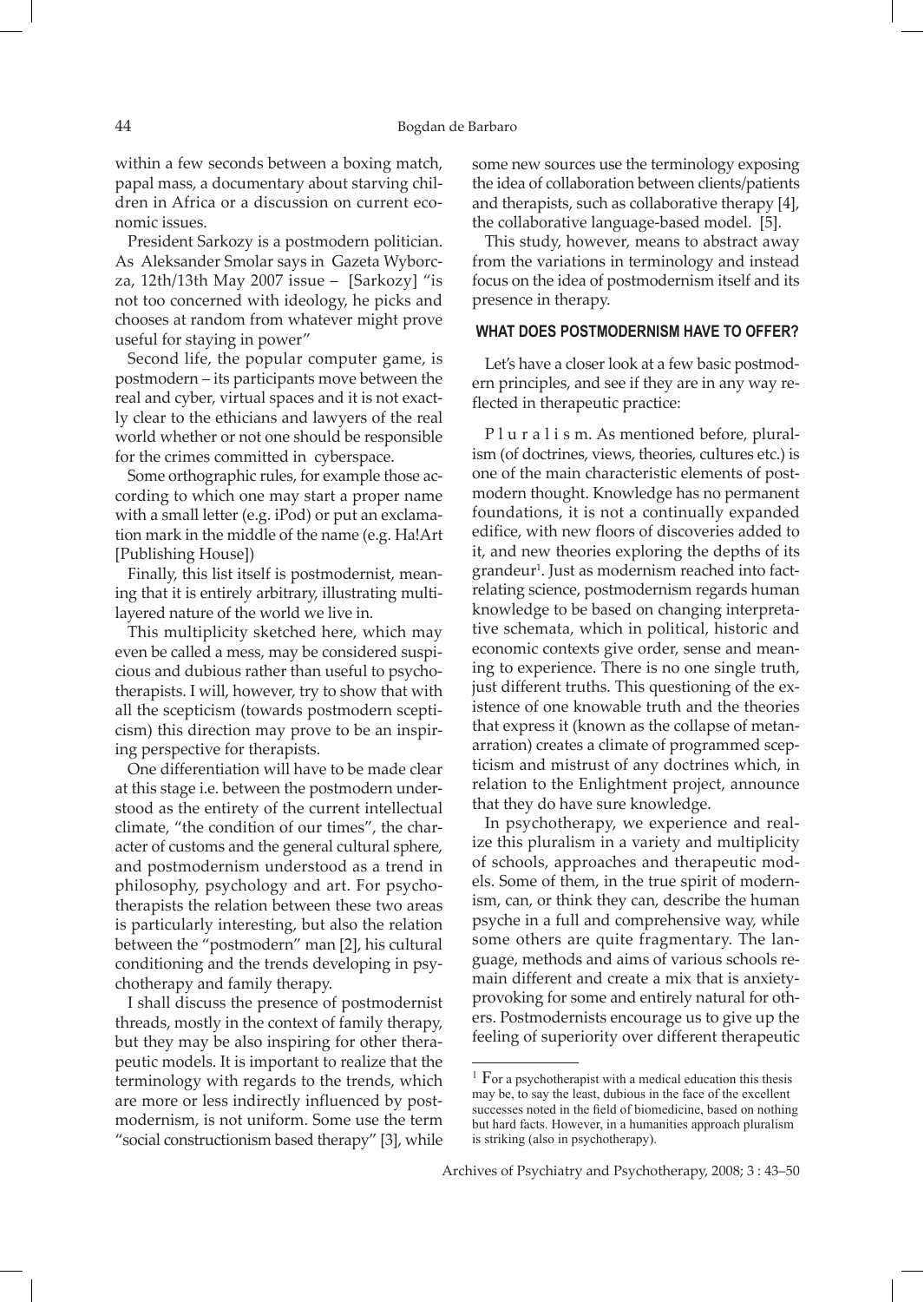within a few seconds between a boxing match, papal mass, a documentary about starving children in Africa or a discussion on current economic issues.

President Sarkozy is a postmodern politician. As Aleksander Smolar says in Gazeta Wyborcza, 12th/13th May 2007 issue – [Sarkozy] "is not too concerned with ideology, he picks and chooses at random from whatever might prove useful for staying in power"

Second life, the popular computer game, is postmodern – its participants move between the real and cyber, virtual spaces and it is not exactly clear to the ethicians and lawyers of the real world whether or not one should be responsible for the crimes committed in cyberspace.

Some orthographic rules, for example those according to which one may start a proper name with a small letter (e.g. iPod) or put an exclamation mark in the middle of the name (e.g. Ha!Art [Publishing House])

Finally, this list itself is postmodernist, meaning that it is entirely arbitrary, illustrating multilayered nature of the world we live in.

This multiplicity sketched here, which may even be called a mess, may be considered suspicious and dubious rather than useful to psychotherapists. I will, however, try to show that with all the scepticism (towards postmodern scepticism) this direction may prove to be an inspiring perspective for therapists.

One differentiation will have to be made clear at this stage i.e. between the postmodern understood as the entirety of the current intellectual climate, "the condition of our times", the character of customs and the general cultural sphere, and postmodernism understood as a trend in philosophy, psychology and art. For psychotherapists the relation between these two areas is particularly interesting, but also the relation between the "postmodern" man [2], his cultural conditioning and the trends developing in psychotherapy and family therapy.

I shall discuss the presence of postmodernist threads, mostly in the context of family therapy, but they may be also inspiring for other therapeutic models. It is important to realize that the terminology with regards to the trends, which are more or less indirectly influenced by postmodernism, is not uniform. Some use the term "social constructionism based therapy" [3], while some new sources use the terminology exposing the idea of collaboration between clients/patients and therapists, such as collaborative therapy [4], the collaborative language-based model. [5].

This study, however, means to abstract away from the variations in terminology and instead focus on the idea of postmodernism itself and its presence in therapy.

## WHAT DOES POSTMODERNISM HAVE TO OFFER?

Let's have a closer look at a few basic postmodern principles, and see if they are in any way reflected in therapeutic practice:

P l u r a l i s m. As mentioned before, pluralism (of doctrines, views, theories, cultures etc.) is one of the main characteristic elements of postmodern thought. Knowledge has no permanent foundations, it is not a continually expanded edifice, with new floors of discoveries added to it, and new theories exploring the depths of its grandeur[1]. Just as modernism reached into fact-relating science, postmodernism regards human knowledge to be based on changing interpretative schemata, which in political, historic and economic contexts give order, sense and meaning to experience. There is no one single truth, just different truths. This questioning of the existence of one knowable truth and the theories that express it (known as the collapse of metanarration) creates a climate of programmed scepticism and mistrust of any doctrines which, in relation to the Enlightment project, announce that they do have sure knowledge.

In psychotherapy, we experience and realize this pluralism in a variety and multiplicity of schools, approaches and therapeutic models. Some of them, in the true spirit of modernism, can, or think they can, describe the human psyche in a full and comprehensive way, while some others are quite fragmentary. The language, methods and aims of various schools remain different and create a mix that is anxiety-provoking for some and entirely natural for others. Postmodernists encourage us to give up the feeling of superiority over different therapeutic

---

[1] For a psychotherapist with a medical education this thesis may be, to say the least, dubious in the face of the excellent successes noted in the field of biomedicine, based on nothing but hard facts. However, in a humanities approach pluralism is striking (also in psychotherapy).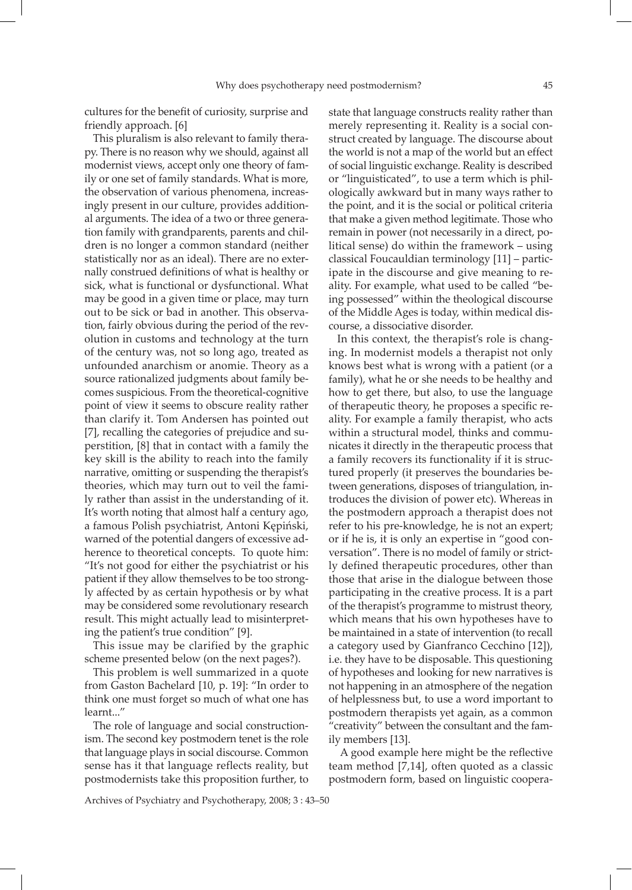cultures for the benefit of curiosity, surprise and friendly approach. [6]

This pluralism is also relevant to family therapy. There is no reason why we should, against all modernist views, accept only one theory of family or one set of family standards. What is more, the observation of various phenomena, increasingly present in our culture, provides additional arguments. The idea of a two or three generation family with grandparents, parents and children is no longer a common standard (neither statistically nor as an ideal). There are no externally construed definitions of what is healthy or sick, what is functional or dysfunctional. What may be good in a given time or place, may turn out to be sick or bad in another. This observation, fairly obvious during the period of the revolution in customs and technology at the turn of the century was, not so long ago, treated as unfounded anarchism or anomie. Theory as a source rationalized judgments about family becomes suspicious. From the theoretical-cognitive point of view it seems to obscure reality rather than clarify it. Tom Andersen has pointed out [7], recalling the categories of prejudice and superstition, [8] that in contact with a family the key skill is the ability to reach into the family narrative, omitting or suspending the therapist's theories, which may turn out to veil the family rather than assist in the understanding of it. It's worth noting that almost half a century ago, a famous Polish psychiatrist, Antoni Kępiński, warned of the potential dangers of excessive adherence to theoretical concepts. To quote him: "It's not good for either the psychiatrist or his patient if they allow themselves to be too strongly affected by as certain hypothesis or by what may be considered some revolutionary research result. This might actually lead to misinterpreting the patient's true condition" [9].

This issue may be clarified by the graphic scheme presented below (on the next pages?).

This problem is well summarized in a quote from Gaston Bachelard [10, p. 19]: "In order to think one must forget so much of what one has learnt..."

The role of language and social constructionism. The second key postmodern tenet is the role that language plays in social discourse. Common sense has it that language reflects reality, but postmodernists take this proposition further, to state that language constructs reality rather than merely representing it. Reality is a social construct created by language. The discourse about the world is not a map of the world but an effect of social linguistic exchange. Reality is described or "linguisticated", to use a term which is philologically awkward but in many ways rather to the point, and it is the social or political criteria that make a given method legitimate. Those who remain in power (not necessarily in a direct, political sense) do within the framework – using classical Foucauldian terminology [11] – participate in the discourse and give meaning to reality. For example, what used to be called "being possessed" within the theological discourse of the Middle Ages is today, within medical discourse, a dissociative disorder.

In this context, the therapist's role is changing. In modernist models a therapist not only knows best what is wrong with a patient (or a family), what he or she needs to be healthy and how to get there, but also, to use the language of therapeutic theory, he proposes a specific reality. For example a family therapist, who acts within a structural model, thinks and communicates it directly in the therapeutic process that a family recovers its functionality if it is structured properly (it preserves the boundaries between generations, disposes of triangulation, introduces the division of power etc). Whereas in the postmodern approach a therapist does not refer to his pre-knowledge, he is not an expert; or if he is, it is only an expertise in "good conversation". There is no model of family or strictly defined therapeutic procedures, other than those that arise in the dialogue between those participating in the creative process. It is a part of the therapist's programme to mistrust theory, which means that his own hypotheses have to be maintained in a state of intervention (to recall a category used by Gianfranco Cecchino [12]), i.e. they have to be disposable. This questioning of hypotheses and looking for new narratives is not happening in an atmosphere of the negation of helplessness but, to use a word important to postmodern therapists yet again, as a common "creativity" between the consultant and the family members [13].

A good example here might be the reflective team method [7,14], often quoted as a classic postmodern form, based on linguistic coopera-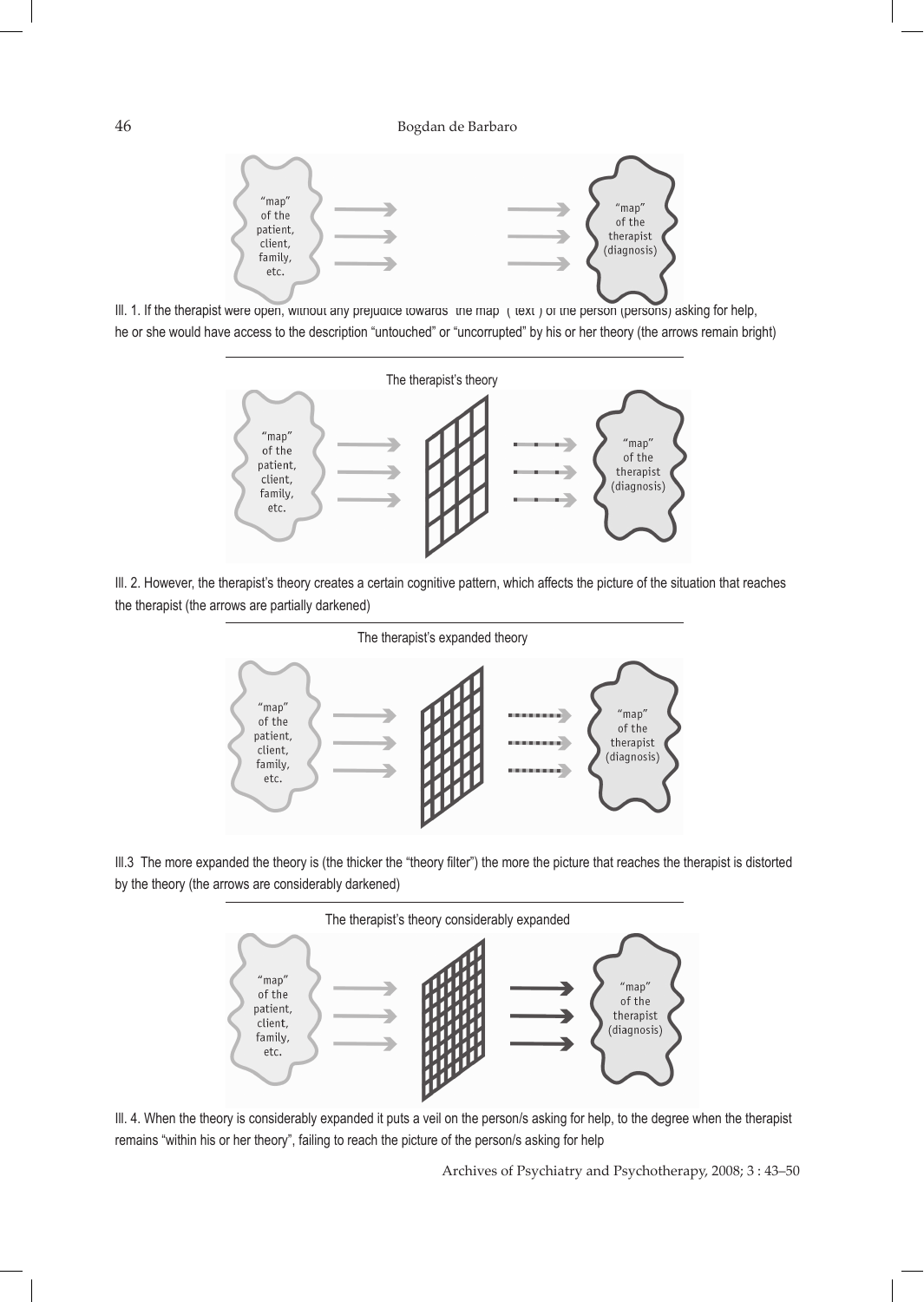"map" of the patient, client, family, etc. → "map" of the therapist (diagnosis)

Ill. 1. If the therapist were open, without any prejudice towards "the map" ("text") of the person (persons) asking for help, he or she would have access to the description "untouched" or "uncorrupted" by his or her theory (the arrows remain bright)

The therapist's theory

"map" of the patient, client, family, etc. → "map" of the therapist (diagnosis)

Ill. 2. However, the therapist's theory creates a certain cognitive pattern, which affects the picture of the situation that reaches the therapist (the arrows are partially darkened)

The therapist's expanded theory

"map" of the patient, client, family, etc. → "map" of the therapist (diagnosis)

Ill.3 The more expanded the theory is (the thicker the "theory filter") the more the picture that reaches the therapist is distorted by the theory (the arrows are considerably darkened)

The therapist's theory considerably expanded

"map" of the patient, client, family, etc. → "map" of the therapist (diagnosis)

Ill. 4. When the theory is considerably expanded it puts a veil on the person/s asking for help, to the degree when the therapist remains "within his or her theory", failing to reach the picture of the person/s asking for help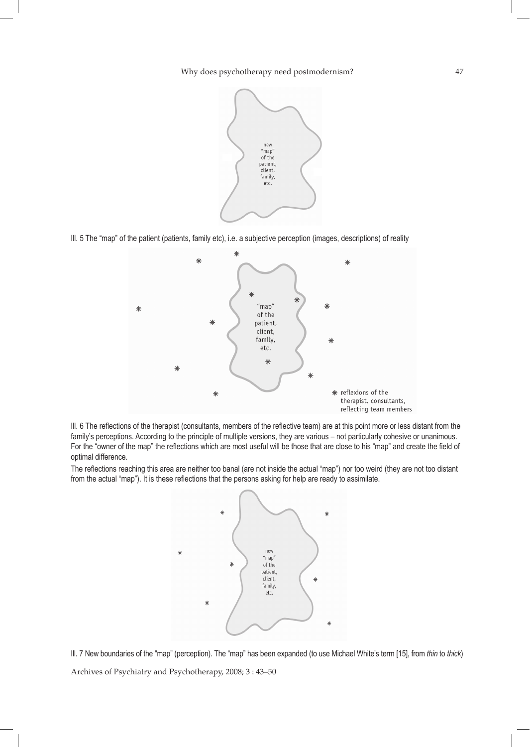Ill. 5 The "map" of the patient (patients, family etc), i.e. a subjective perception (images, descriptions) of reality

Ill. 6 The reflections of the therapist (consultants, members of the reflective team) are at this point more or less distant from the family's perceptions. According to the principle of multiple versions, they are various – not particularly cohesive or unanimous. For the "owner of the map" the reflections which are most useful will be those that are close to his "map" and create the field of optimal difference.

The reflections reaching this area are neither too banal (are not inside the actual "map") nor too weird (they are not too distant from the actual "map"). It is these reflections that the persons asking for help are ready to assimilate.

Ill. 7 New boundaries of the "map" (perception). The "map" has been expanded (to use Michael White's term [15], from *thin* to *thick*)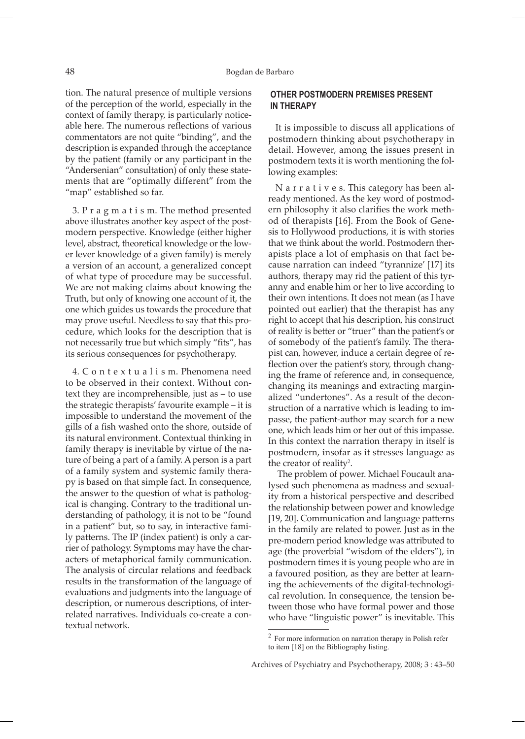tion. The natural presence of multiple versions of the perception of the world, especially in the context of family therapy, is particularly noticeable here. The numerous reflections of various commentators are not quite "binding", and the description is expanded through the acceptance by the patient (family or any participant in the "Andersenian" consultation) of only these statements that are "optimally different" from the "map" established so far.

3. P r a g m a t i s m. The method presented above illustrates another key aspect of the postmodern perspective. Knowledge (either higher level, abstract, theoretical knowledge or the lower lever knowledge of a given family) is merely a version of an account, a generalized concept of what type of procedure may be successful. We are not making claims about knowing the Truth, but only of knowing one account of it, the one which guides us towards the procedure that may prove useful. Needless to say that this procedure, which looks for the description that is not necessarily true but which simply "fits", has its serious consequences for psychotherapy.

4. C o n t e x t u a l i s m. Phenomena need to be observed in their context. Without context they are incomprehensible, just as – to use the strategic therapists' favourite example – it is impossible to understand the movement of the gills of a fish washed onto the shore, outside of its natural environment. Contextual thinking in family therapy is inevitable by virtue of the nature of being a part of a family. A person is a part of a family system and systemic family therapy is based on that simple fact. In consequence, the answer to the question of what is pathological is changing. Contrary to the traditional understanding of pathology, it is not to be "found in a patient" but, so to say, in interactive family patterns. The IP (index patient) is only a carrier of pathology. Symptoms may have the characters of metaphorical family communication. The analysis of circular relations and feedback results in the transformation of the language of evaluations and judgments into the language of description, or numerous descriptions, of interrelated narratives. Individuals co-create a contextual network.

## OTHER POSTMODERN PREMISES PRESENT IN THERAPY

It is impossible to discuss all applications of postmodern thinking about psychotherapy in detail. However, among the issues present in postmodern texts it is worth mentioning the following examples:

N a r r a t i v e s. This category has been already mentioned. As the key word of postmodern philosophy it also clarifies the work method of therapists [16]. From the Book of Genesis to Hollywood productions, it is with stories that we think about the world. Postmodern therapists place a lot of emphasis on that fact because narration can indeed "tyrannize' [17] its authors, therapy may rid the patient of this tyranny and enable him or her to live according to their own intentions. It does not mean (as I have pointed out earlier) that the therapist has any right to accept that his description, his construct of reality is better or "truer" than the patient's or of somebody of the patient's family. The therapist can, however, induce a certain degree of reflection over the patient's story, through changing the frame of reference and, in consequence, changing its meanings and extracting marginalized "undertones". As a result of the deconstruction of a narrative which is leading to impasse, the patient-author may search for a new one, which leads him or her out of this impasse. In this context the narration therapy in itself is postmodern, insofar as it stresses language as the creator of reality[2].

The problem of power. Michael Foucault analysed such phenomena as madness and sexuality from a historical perspective and described the relationship between power and knowledge [19, 20]. Communication and language patterns in the family are related to power. Just as in the pre-modern period knowledge was attributed to age (the proverbial "wisdom of the elders"), in postmodern times it is young people who are in a favoured position, as they are better at learning the achievements of the digital-technological revolution. In consequence, the tension between those who have formal power and those who have "linguistic power" is inevitable. This

[2] For more information on narration therapy in Polish refer to item [18] on the Bibliography listing.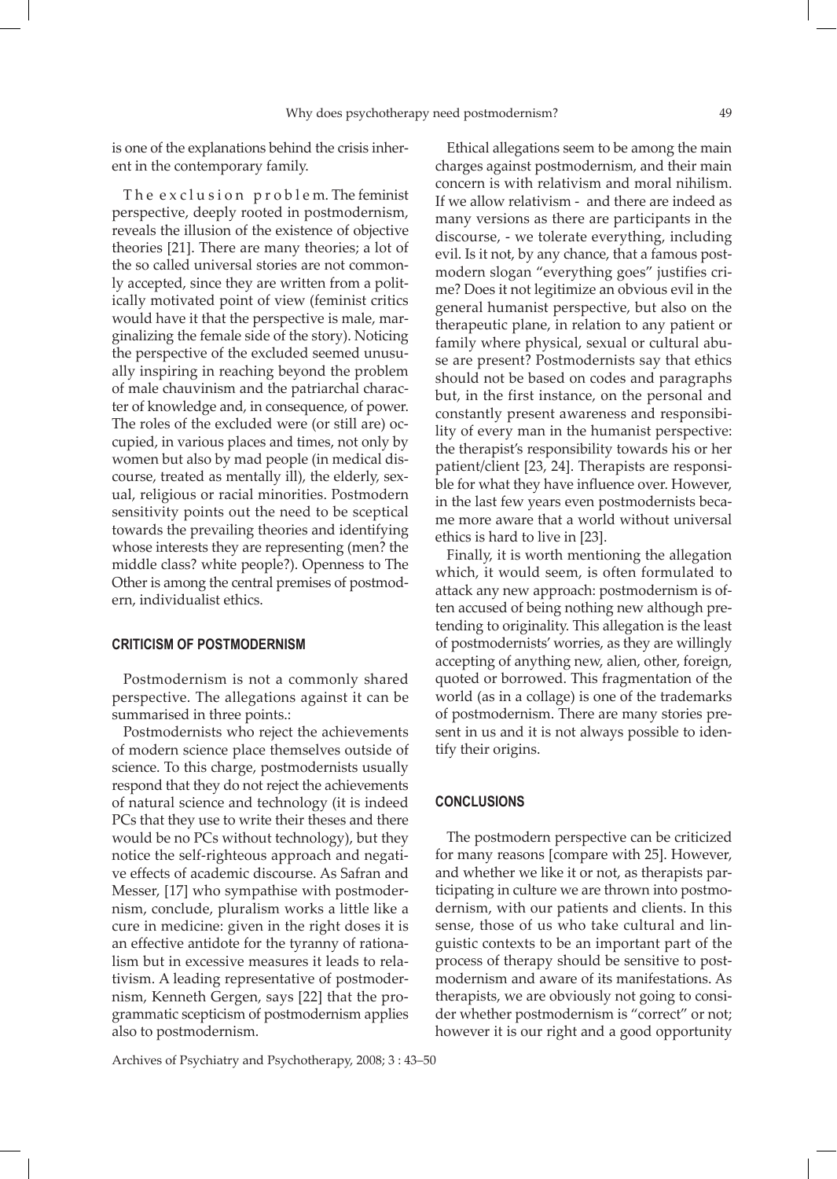is one of the explanations behind the crisis inherent in the contemporary family.

The exclusion problem. The feminist perspective, deeply rooted in postmodernism, reveals the illusion of the existence of objective theories [21]. There are many theories; a lot of the so called universal stories are not commonly accepted, since they are written from a politically motivated point of view (feminist critics would have it that the perspective is male, marginalizing the female side of the story). Noticing the perspective of the excluded seemed unusually inspiring in reaching beyond the problem of male chauvinism and the patriarchal character of knowledge and, in consequence, of power. The roles of the excluded were (or still are) occupied, in various places and times, not only by women but also by mad people (in medical discourse, treated as mentally ill), the elderly, sexual, religious or racial minorities. Postmodern sensitivity points out the need to be sceptical towards the prevailing theories and identifying whose interests they are representing (men? the middle class? white people?). Openness to The Other is among the central premises of postmodern, individualist ethics.

## CRITICISM OF POSTMODERNISM

Postmodernism is not a commonly shared perspective. The allegations against it can be summarised in three points.:

Postmodernists who reject the achievements of modern science place themselves outside of science. To this charge, postmodernists usually respond that they do not reject the achievements of natural science and technology (it is indeed PCs that they use to write their theses and there would be no PCs without technology), but they notice the self-righteous approach and negative effects of academic discourse. As Safran and Messer, [17] who sympathise with postmodernism, conclude, pluralism works a little like a cure in medicine: given in the right doses it is an effective antidote for the tyranny of rationalism but in excessive measures it leads to relativism. A leading representative of postmodernism, Kenneth Gergen, says [22] that the programmatic scepticism of postmodernism applies also to postmodernism.

Ethical allegations seem to be among the main charges against postmodernism, and their main concern is with relativism and moral nihilism. If we allow relativism - and there are indeed as many versions as there are participants in the discourse, - we tolerate everything, including evil. Is it not, by any chance, that a famous postmodern slogan "everything goes" justifies crime? Does it not legitimize an obvious evil in the general humanist perspective, but also on the therapeutic plane, in relation to any patient or family where physical, sexual or cultural abuse are present? Postmodernists say that ethics should not be based on codes and paragraphs but, in the first instance, on the personal and constantly present awareness and responsibility of every man in the humanist perspective: the therapist's responsibility towards his or her patient/client [23, 24]. Therapists are responsible for what they have influence over. However, in the last few years even postmodernists became more aware that a world without universal ethics is hard to live in [23].

Finally, it is worth mentioning the allegation which, it would seem, is often formulated to attack any new approach: postmodernism is often accused of being nothing new although pretending to originality. This allegation is the least of postmodernists' worries, as they are willingly accepting of anything new, alien, other, foreign, quoted or borrowed. This fragmentation of the world (as in a collage) is one of the trademarks of postmodernism. There are many stories present in us and it is not always possible to identify their origins.

## CONCLUSIONS

The postmodern perspective can be criticized for many reasons [compare with 25]. However, and whether we like it or not, as therapists participating in culture we are thrown into postmodernism, with our patients and clients. In this sense, those of us who take cultural and linguistic contexts to be an important part of the process of therapy should be sensitive to postmodernism and aware of its manifestations. As therapists, we are obviously not going to consider whether postmodernism is "correct" or not; however it is our right and a good opportunity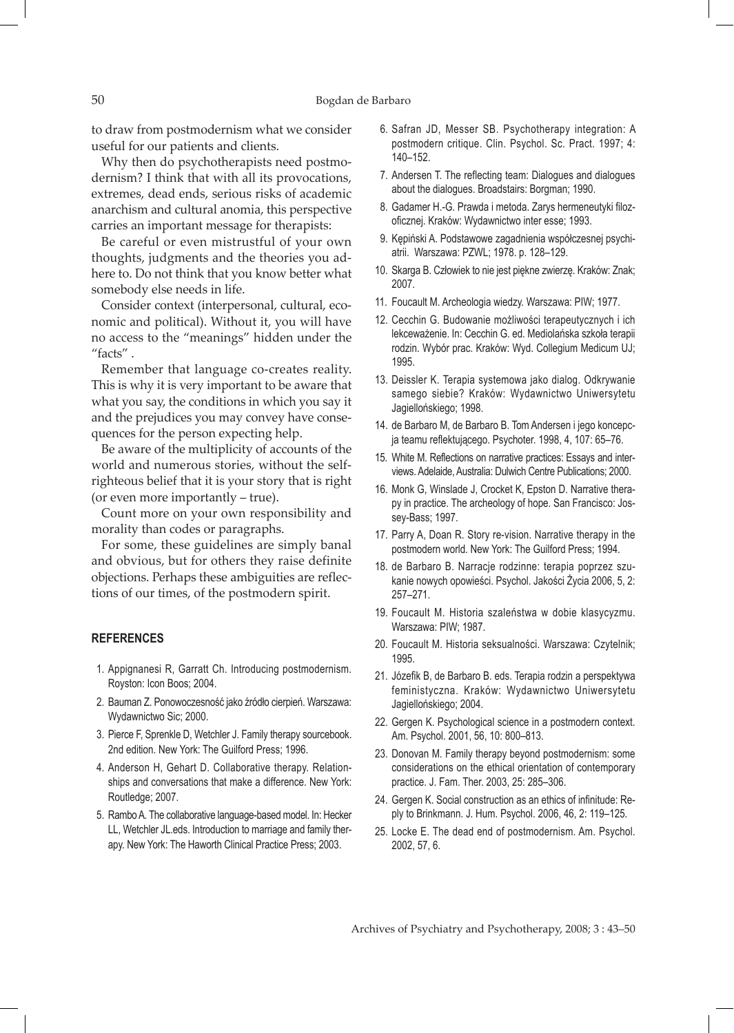to draw from postmodernism what we consider useful for our patients and clients.

Why then do psychotherapists need postmodernism? I think that with all its provocations, extremes, dead ends, serious risks of academic anarchism and cultural anomia, this perspective carries an important message for therapists:

Be careful or even mistrustful of your own thoughts, judgments and the theories you adhere to. Do not think that you know better what somebody else needs in life.

Consider context (interpersonal, cultural, economic and political). Without it, you will have no access to the "meanings" hidden under the "facts" .

Remember that language co-creates reality. This is why it is very important to be aware that what you say, the conditions in which you say it and the prejudices you may convey have consequences for the person expecting help.

Be aware of the multiplicity of accounts of the world and numerous stories, without the self-righteous belief that it is your story that is right (or even more importantly – true).

Count more on your own responsibility and morality than codes or paragraphs.

For some, these guidelines are simply banal and obvious, but for others they raise definite objections. Perhaps these ambiguities are reflections of our times, of the postmodern spirit.

## REFERENCES

1. Appignanesi R, Garratt Ch. Introducing postmodernism. Royston: Icon Boos; 2004.
2. Bauman Z. Ponowoczesność jako źródło cierpień. Warszawa: Wydawnictwo Sic; 2000.
3. Pierce F, Sprenkle D, Wetchler J. Family therapy sourcebook. 2nd edition. New York: The Guilford Press; 1996.
4. Anderson H, Gehart D. Collaborative therapy. Relationships and conversations that make a difference. New York: Routledge; 2007.
5. Rambo A. The collaborative language-based model. In: Hecker LL, Wetchler JL.eds. Introduction to marriage and family therapy. New York: The Haworth Clinical Practice Press; 2003.
6. Safran JD, Messer SB. Psychotherapy integration: A postmodern critique. Clin. Psychol. Sc. Pract. 1997; 4: 140–152.
7. Andersen T. The reflecting team: Dialogues and dialogues about the dialogues. Broadstairs: Borgman; 1990.
8. Gadamer H.-G. Prawda i metoda. Zarys hermeneutyki filozoficznej. Kraków: Wydawnictwo inter esse; 1993.
9. Kępiński A. Podstawowe zagadnienia współczesnej psychiatrii. Warszawa: PZWL; 1978. p. 128–129.
10. Skarga B. Człowiek to nie jest piękne zwierzę. Kraków: Znak; 2007.
11. Foucault M. Archeologia wiedzy. Warszawa: PIW; 1977.
12. Cecchin G. Budowanie możliwości terapeutycznych i ich lekceważenie. In: Cecchin G. ed. Mediolańska szkoła terapii rodzin. Wybór prac. Kraków: Wyd. Collegium Medicum UJ; 1995.
13. Deissler K. Terapia systemowa jako dialog. Odkrywanie samego siebie? Kraków: Wydawnictwo Uniwersytetu Jagiellońskiego; 1998.
14. de Barbaro M, de Barbaro B. Tom Andersen i jego koncepcja teamu reflektującego. Psychoter. 1998, 4, 107: 65–76.
15. White M. Reflections on narrative practices: Essays and interviews. Adelaide, Australia: Dulwich Centre Publications; 2000.
16. Monk G, Winslade J, Crocket K, Epston D. Narrative therapy in practice. The archeology of hope. San Francisco: Jossey-Bass; 1997.
17. Parry A, Doan R. Story re-vision. Narrative therapy in the postmodern world. New York: The Guilford Press; 1994.
18. de Barbaro B. Narracje rodzinne: terapia poprzez szukanie nowych opowieści. Psychol. Jakości Życia 2006, 5, 2: 257–271.
19. Foucault M. Historia szaleństwa w dobie klasycyzmu. Warszawa: PIW; 1987.
20. Foucault M. Historia seksualności. Warszawa: Czytelnik; 1995.
21. Józefik B, de Barbaro B. eds. Terapia rodzin a perspektywa feministyczna. Kraków: Wydawnictwo Uniwersytetu Jagiellońskiego; 2004.
22. Gergen K. Psychological science in a postmodern context. Am. Psychol. 2001, 56, 10: 800–813.
23. Donovan M. Family therapy beyond postmodernism: some considerations on the ethical orientation of contemporary practice. J. Fam. Ther. 2003, 25: 285–306.
24. Gergen K. Social construction as an ethics of infinitude: Reply to Brinkmann. J. Hum. Psychol. 2006, 46, 2: 119–125.
25. Locke E. The dead end of postmodernism. Am. Psychol. 2002, 57, 6.